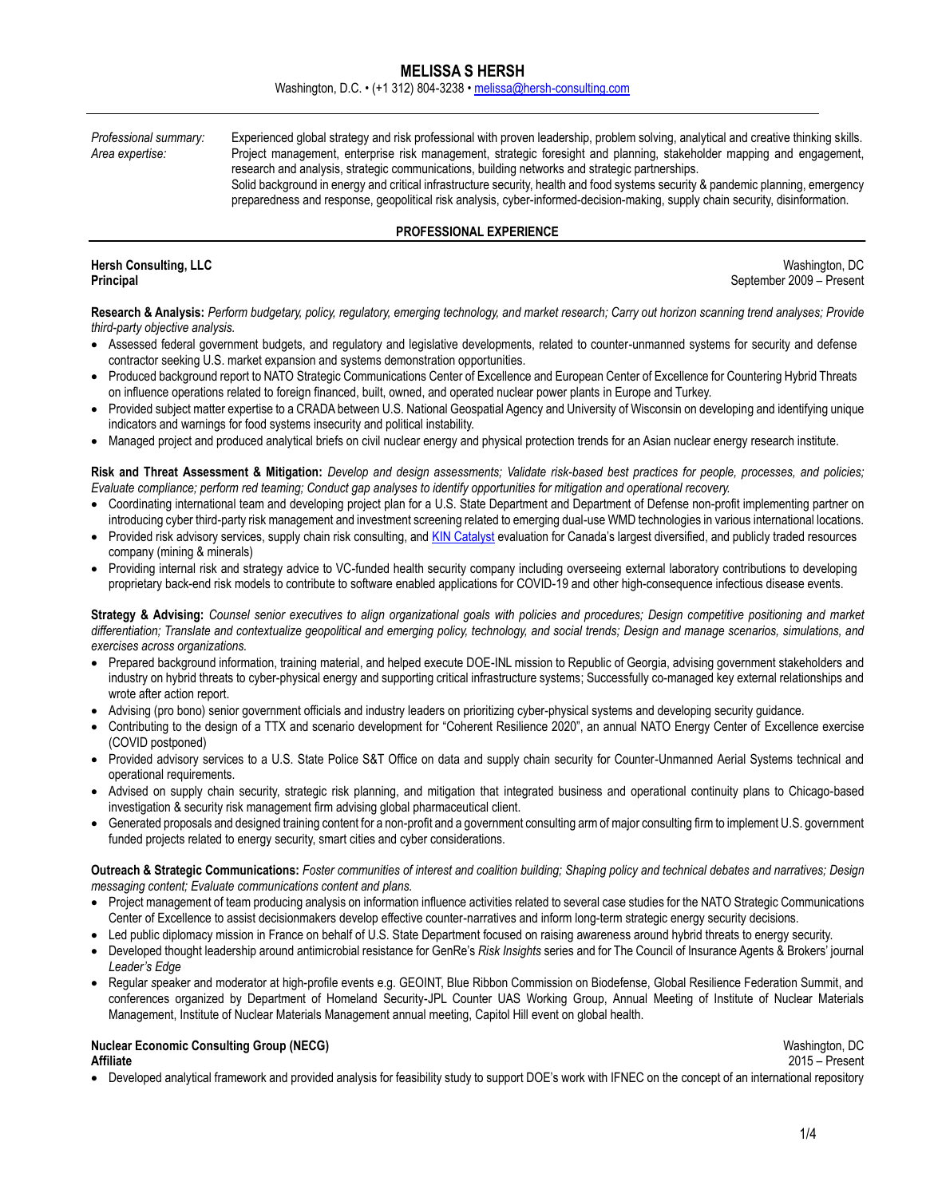# MELISSA S HERSH

Washington, D.C. • (+1 312) 804-3238 • [melissa@hersh-consulting.com](mailto:melissa@hersh-consulting.com)

---

*Professional summary:* Experienced global strategy and risk professional with proven leadership, problem solving, analytical and creative thinking skills.

*Area expertise:* Project management, enterprise risk management, strategic foresight and planning, stakeholder mapping and engagement, research and analysis, strategic communications, building networks and strategic partnerships.
Solid background in energy and critical infrastructure security, health and food systems security & pandemic planning, emergency preparedness and response, geopolitical risk analysis, cyber-informed-decision-making, supply chain security, disinformation.

## PROFESSIONAL EXPERIENCE

**Hersh Consulting, LLC** — Washington, DC
**Principal** — September 2009 – Present

**Research & Analysis:** *Perform budgetary, policy, regulatory, emerging technology, and market research; Carry out horizon scanning trend analyses; Provide third-party objective analysis.*

- Assessed federal government budgets, and regulatory and legislative developments, related to counter-unmanned systems for security and defense contractor seeking U.S. market expansion and systems demonstration opportunities.
- Produced background report to NATO Strategic Communications Center of Excellence and European Center of Excellence for Countering Hybrid Threats on influence operations related to foreign financed, built, owned, and operated nuclear power plants in Europe and Turkey.
- Provided subject matter expertise to a CRADA between U.S. National Geospatial Agency and University of Wisconsin on developing and identifying unique indicators and warnings for food systems insecurity and political instability.
- Managed project and produced analytical briefs on civil nuclear energy and physical protection trends for an Asian nuclear energy research institute.

**Risk and Threat Assessment & Mitigation:** *Develop and design assessments; Validate risk-based best practices for people, processes, and policies; Evaluate compliance; perform red teaming; Conduct gap analyses to identify opportunities for mitigation and operational recovery.*

- Coordinating international team and developing project plan for a U.S. State Department and Department of Defense non-profit implementing partner on introducing cyber third-party risk management and investment screening related to emerging dual-use WMD technologies in various international locations.
- Provided risk advisory services, supply chain risk consulting, and [KIN Catalyst](#) evaluation for Canada's largest diversified, and publicly traded resources company (mining & minerals)
- Providing internal risk and strategy advice to VC-funded health security company including overseeing external laboratory contributions to developing proprietary back-end risk models to contribute to software enabled applications for COVID-19 and other high-consequence infectious disease events.

**Strategy & Advising:** *Counsel senior executives to align organizational goals with policies and procedures; Design competitive positioning and market differentiation; Translate and contextualize geopolitical and emerging policy, technology, and social trends; Design and manage scenarios, simulations, and exercises across organizations.*

- Prepared background information, training material, and helped execute DOE-INL mission to Republic of Georgia, advising government stakeholders and industry on hybrid threats to cyber-physical energy and supporting critical infrastructure systems; Successfully co-managed key external relationships and wrote after action report.
- Advising (pro bono) senior government officials and industry leaders on prioritizing cyber-physical systems and developing security guidance.
- Contributing to the design of a TTX and scenario development for "Coherent Resilience 2020", an annual NATO Energy Center of Excellence exercise (COVID postponed)
- Provided advisory services to a U.S. State Police S&T Office on data and supply chain security for Counter-Unmanned Aerial Systems technical and operational requirements.
- Advised on supply chain security, strategic risk planning, and mitigation that integrated business and operational continuity plans to Chicago-based investigation & security risk management firm advising global pharmaceutical client.
- Generated proposals and designed training content for a non-profit and a government consulting arm of major consulting firm to implement U.S. government funded projects related to energy security, smart cities and cyber considerations.

**Outreach & Strategic Communications:** *Foster communities of interest and coalition building; Shaping policy and technical debates and narratives; Design messaging content; Evaluate communications content and plans.*

- Project management of team producing analysis on information influence activities related to several case studies for the NATO Strategic Communications Center of Excellence to assist decisionmakers develop effective counter-narratives and inform long-term strategic energy security decisions.
- Led public diplomacy mission in France on behalf of U.S. State Department focused on raising awareness around hybrid threats to energy security.
- Developed thought leadership around antimicrobial resistance for GenRe's *Risk Insights* series and for The Council of Insurance Agents & Brokers' journal *Leader's Edge*
- Regular speaker and moderator at high-profile events e.g. GEOINT, Blue Ribbon Commission on Biodefense, Global Resilience Federation Summit, and conferences organized by Department of Homeland Security-JPL Counter UAS Working Group, Annual Meeting of Institute of Nuclear Materials Management, Institute of Nuclear Materials Management annual meeting, Capitol Hill event on global health.

**Nuclear Economic Consulting Group (NECG)** — Washington, DC
**Affiliate** — 2015 – Present

- Developed analytical framework and provided analysis for feasibility study to support DOE's work with IFNEC on the concept of an international repository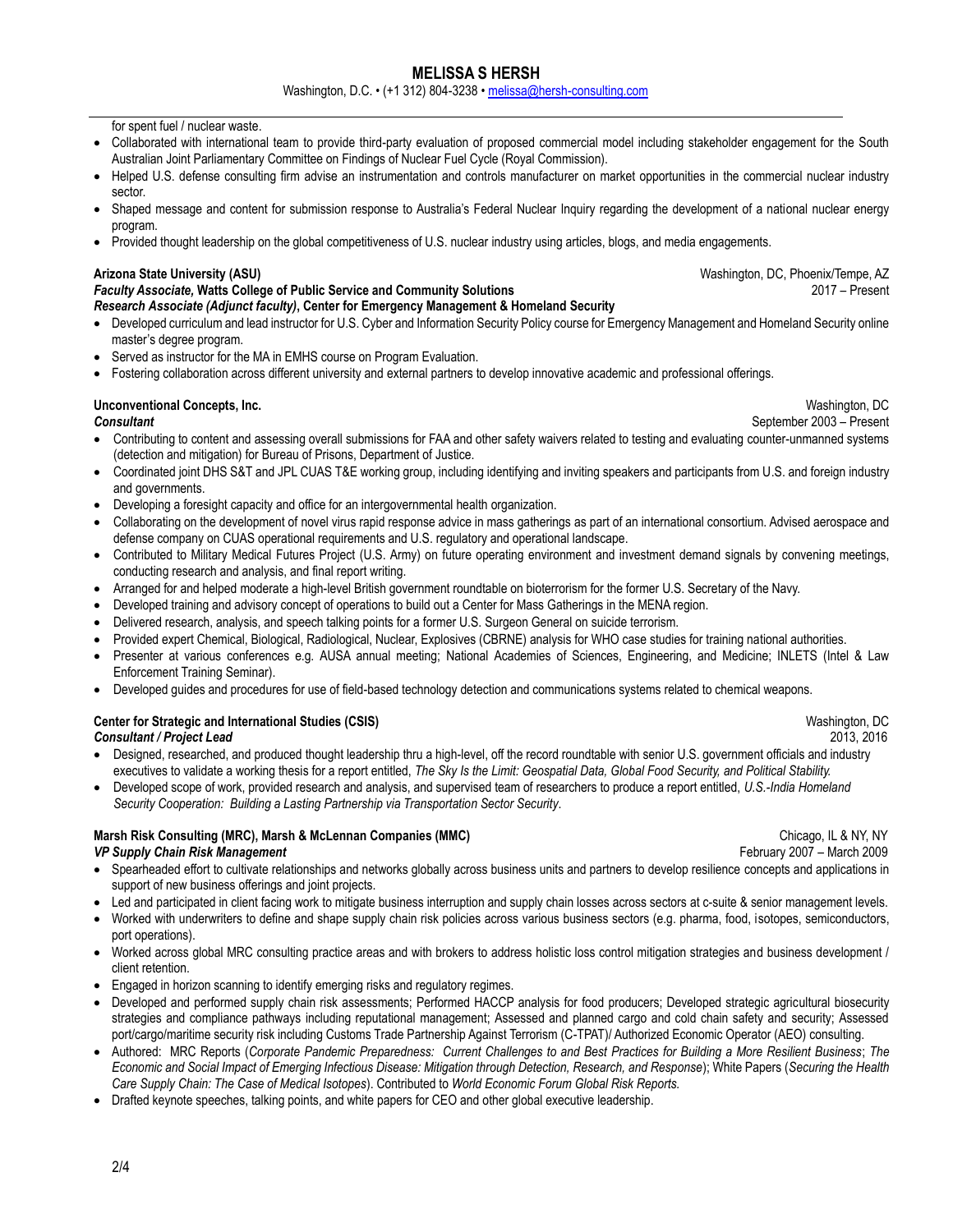for spent fuel / nuclear waste.

- Collaborated with international team to provide third-party evaluation of proposed commercial model including stakeholder engagement for the South Australian Joint Parliamentary Committee on Findings of Nuclear Fuel Cycle (Royal Commission).
- Helped U.S. defense consulting firm advise an instrumentation and controls manufacturer on market opportunities in the commercial nuclear industry sector.
- Shaped message and content for submission response to Australia's Federal Nuclear Inquiry regarding the development of a national nuclear energy program.
- Provided thought leadership on the global competitiveness of U.S. nuclear industry using articles, blogs, and media engagements.

**Arizona State University (ASU)** — Washington, DC, Phoenix/Tempe, AZ
***Faculty Associate,* Watts College of Public Service and Community Solutions** — 2017 – Present
***Research Associate (Adjunct faculty)*, Center for Emergency Management & Homeland Security**

- Developed curriculum and lead instructor for U.S. Cyber and Information Security Policy course for Emergency Management and Homeland Security online master's degree program.
- Served as instructor for the MA in EMHS course on Program Evaluation.
- Fostering collaboration across different university and external partners to develop innovative academic and professional offerings.

**Unconventional Concepts, Inc.** — Washington, DC
***Consultant*** — September 2003 – Present

- Contributing to content and assessing overall submissions for FAA and other safety waivers related to testing and evaluating counter-unmanned systems (detection and mitigation) for Bureau of Prisons, Department of Justice.
- Coordinated joint DHS S&T and JPL CUAS T&E working group, including identifying and inviting speakers and participants from U.S. and foreign industry and governments.
- Developing a foresight capacity and office for an intergovernmental health organization.
- Collaborating on the development of novel virus rapid response advice in mass gatherings as part of an international consortium. Advised aerospace and defense company on CUAS operational requirements and U.S. regulatory and operational landscape.
- Contributed to Military Medical Futures Project (U.S. Army) on future operating environment and investment demand signals by convening meetings, conducting research and analysis, and final report writing.
- Arranged for and helped moderate a high-level British government roundtable on bioterrorism for the former U.S. Secretary of the Navy.
- Developed training and advisory concept of operations to build out a Center for Mass Gatherings in the MENA region.
- Delivered research, analysis, and speech talking points for a former U.S. Surgeon General on suicide terrorism.
- Provided expert Chemical, Biological, Radiological, Nuclear, Explosives (CBRNE) analysis for WHO case studies for training national authorities.
- Presenter at various conferences e.g. AUSA annual meeting; National Academies of Sciences, Engineering, and Medicine; INLETS (Intel & Law Enforcement Training Seminar).
- Developed guides and procedures for use of field-based technology detection and communications systems related to chemical weapons.

**Center for Strategic and International Studies (CSIS)** — Washington, DC
***Consultant / Project Lead*** — 2013, 2016

- Designed, researched, and produced thought leadership thru a high-level, off the record roundtable with senior U.S. government officials and industry executives to validate a working thesis for a report entitled, *The Sky Is the Limit: Geospatial Data, Global Food Security, and Political Stability.*
- Developed scope of work, provided research and analysis, and supervised team of researchers to produce a report entitled, *U.S.-India Homeland Security Cooperation: Building a Lasting Partnership via Transportation Sector Security*.

**Marsh Risk Consulting (MRC), Marsh & McLennan Companies (MMC)** — Chicago, IL & NY, NY
***VP Supply Chain Risk Management*** — February 2007 – March 2009

- Spearheaded effort to cultivate relationships and networks globally across business units and partners to develop resilience concepts and applications in support of new business offerings and joint projects.
- Led and participated in client facing work to mitigate business interruption and supply chain losses across sectors at c-suite & senior management levels.
- Worked with underwriters to define and shape supply chain risk policies across various business sectors (e.g. pharma, food, isotopes, semiconductors, port operations).
- Worked across global MRC consulting practice areas and with brokers to address holistic loss control mitigation strategies and business development / client retention.
- Engaged in horizon scanning to identify emerging risks and regulatory regimes.
- Developed and performed supply chain risk assessments; Performed HACCP analysis for food producers; Developed strategic agricultural biosecurity strategies and compliance pathways including reputational management; Assessed and planned cargo and cold chain safety and security; Assessed port/cargo/maritime security risk including Customs Trade Partnership Against Terrorism (C-TPAT)/ Authorized Economic Operator (AEO) consulting.
- Authored: MRC Reports (*Corporate Pandemic Preparedness: Current Challenges to and Best Practices for Building a More Resilient Business*; *The Economic and Social Impact of Emerging Infectious Disease: Mitigation through Detection, Research, and Response*); White Papers (*Securing the Health Care Supply Chain: The Case of Medical Isotopes*). Contributed to *World Economic Forum Global Risk Reports.*
- Drafted keynote speeches, talking points, and white papers for CEO and other global executive leadership.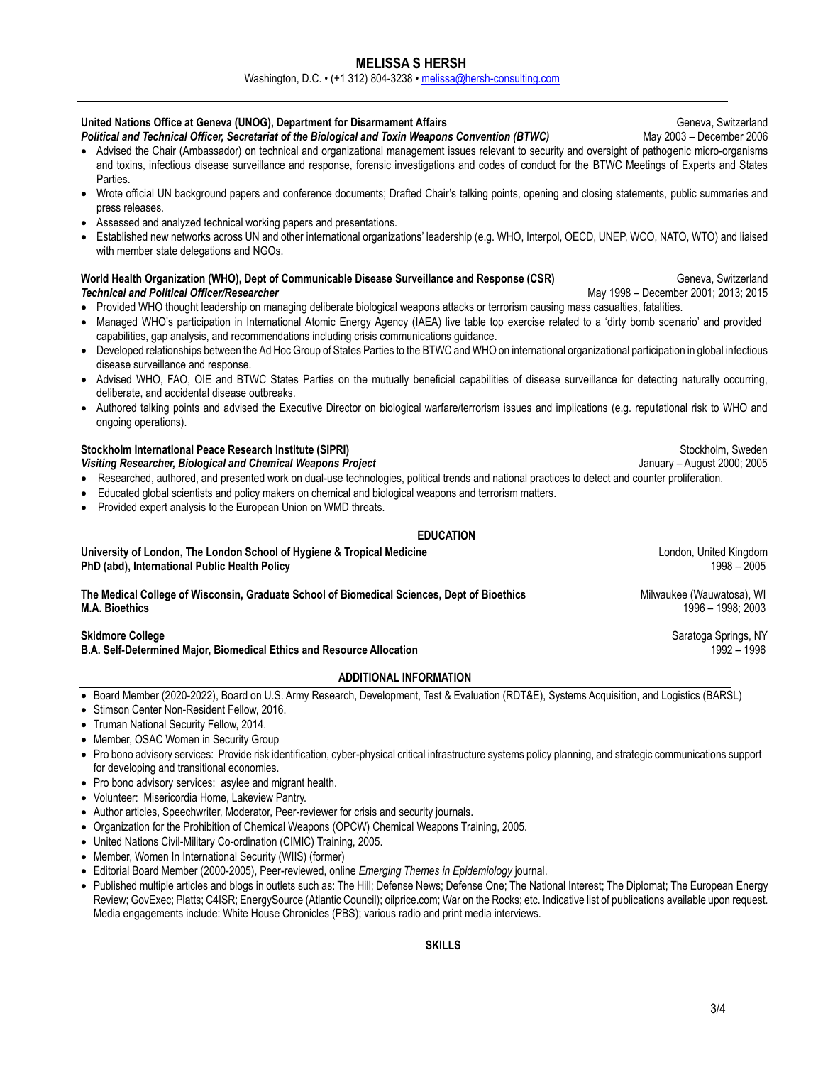# MELISSA S HERSH

Washington, D.C. • (+1 312) 804-3238 • melissa@hersh-consulting.com

---

**United Nations Office at Geneva (UNOG), Department for Disarmament Affairs** — Geneva, Switzerland
***Political and Technical Officer, Secretariat of the Biological and Toxin Weapons Convention (BTWC)*** — May 2003 – December 2006

- Advised the Chair (Ambassador) on technical and organizational management issues relevant to security and oversight of pathogenic micro-organisms and toxins, infectious disease surveillance and response, forensic investigations and codes of conduct for the BTWC Meetings of Experts and States Parties.
- Wrote official UN background papers and conference documents; Drafted Chair's talking points, opening and closing statements, public summaries and press releases.
- Assessed and analyzed technical working papers and presentations.
- Established new networks across UN and other international organizations' leadership (e.g. WHO, Interpol, OECD, UNEP, WCO, NATO, WTO) and liaised with member state delegations and NGOs.

**World Health Organization (WHO), Dept of Communicable Disease Surveillance and Response (CSR)** — Geneva, Switzerland
***Technical and Political Officer/Researcher*** — May 1998 – December 2001; 2013; 2015

- Provided WHO thought leadership on managing deliberate biological weapons attacks or terrorism causing mass casualties, fatalities.
- Managed WHO's participation in International Atomic Energy Agency (IAEA) live table top exercise related to a 'dirty bomb scenario' and provided capabilities, gap analysis, and recommendations including crisis communications guidance.
- Developed relationships between the Ad Hoc Group of States Parties to the BTWC and WHO on international organizational participation in global infectious disease surveillance and response.
- Advised WHO, FAO, OIE and BTWC States Parties on the mutually beneficial capabilities of disease surveillance for detecting naturally occurring, deliberate, and accidental disease outbreaks.
- Authored talking points and advised the Executive Director on biological warfare/terrorism issues and implications (e.g. reputational risk to WHO and ongoing operations).

**Stockholm International Peace Research Institute (SIPRI)** — Stockholm, Sweden
***Visiting Researcher, Biological and Chemical Weapons Project*** — January – August 2000; 2005

- Researched, authored, and presented work on dual-use technologies, political trends and national practices to detect and counter proliferation.
- Educated global scientists and policy makers on chemical and biological weapons and terrorism matters.
- Provided expert analysis to the European Union on WMD threats.

## EDUCATION

**University of London, The London School of Hygiene & Tropical Medicine** — London, United Kingdom
**PhD (abd), International Public Health Policy** — 1998 – 2005

**The Medical College of Wisconsin, Graduate School of Biomedical Sciences, Dept of Bioethics** — Milwaukee (Wauwatosa), WI
**M.A. Bioethics** — 1996 – 1998; 2003

**Skidmore College** — Saratoga Springs, NY
**B.A. Self-Determined Major, Biomedical Ethics and Resource Allocation** — 1992 – 1996

## ADDITIONAL INFORMATION

- Board Member (2020-2022), Board on U.S. Army Research, Development, Test & Evaluation (RDT&E), Systems Acquisition, and Logistics (BARSL)
- Stimson Center Non-Resident Fellow, 2016.
- Truman National Security Fellow, 2014.
- Member, OSAC Women in Security Group
- Pro bono advisory services: Provide risk identification, cyber-physical critical infrastructure systems policy planning, and strategic communications support for developing and transitional economies.
- Pro bono advisory services: asylee and migrant health.
- Volunteer: Misericordia Home, Lakeview Pantry.
- Author articles, Speechwriter, Moderator, Peer-reviewer for crisis and security journals.
- Organization for the Prohibition of Chemical Weapons (OPCW) Chemical Weapons Training, 2005.
- United Nations Civil-Military Co-ordination (CIMIC) Training, 2005.
- Member, Women In International Security (WIIS) (former)
- Editorial Board Member (2000-2005), Peer-reviewed, online *Emerging Themes in Epidemiology* journal.
- Published multiple articles and blogs in outlets such as: The Hill; Defense News; Defense One; The National Interest; The Diplomat; The European Energy Review; GovExec; Platts; C4ISR; EnergySource (Atlantic Council); oilprice.com; War on the Rocks; etc. Indicative list of publications available upon request. Media engagements include: White House Chronicles (PBS); various radio and print media interviews.

## SKILLS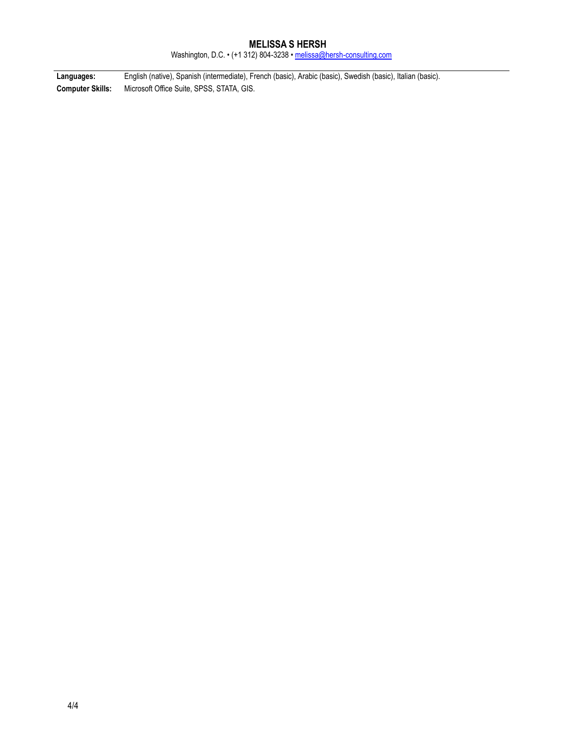**MELISSA S HERSH**

Washington, D.C. • (+1 312) 804-3238 • melissa@hersh-consulting.com

---

**Languages:** English (native), Spanish (intermediate), French (basic), Arabic (basic), Swedish (basic), Italian (basic).

**Computer Skills:** Microsoft Office Suite, SPSS, STATA, GIS.